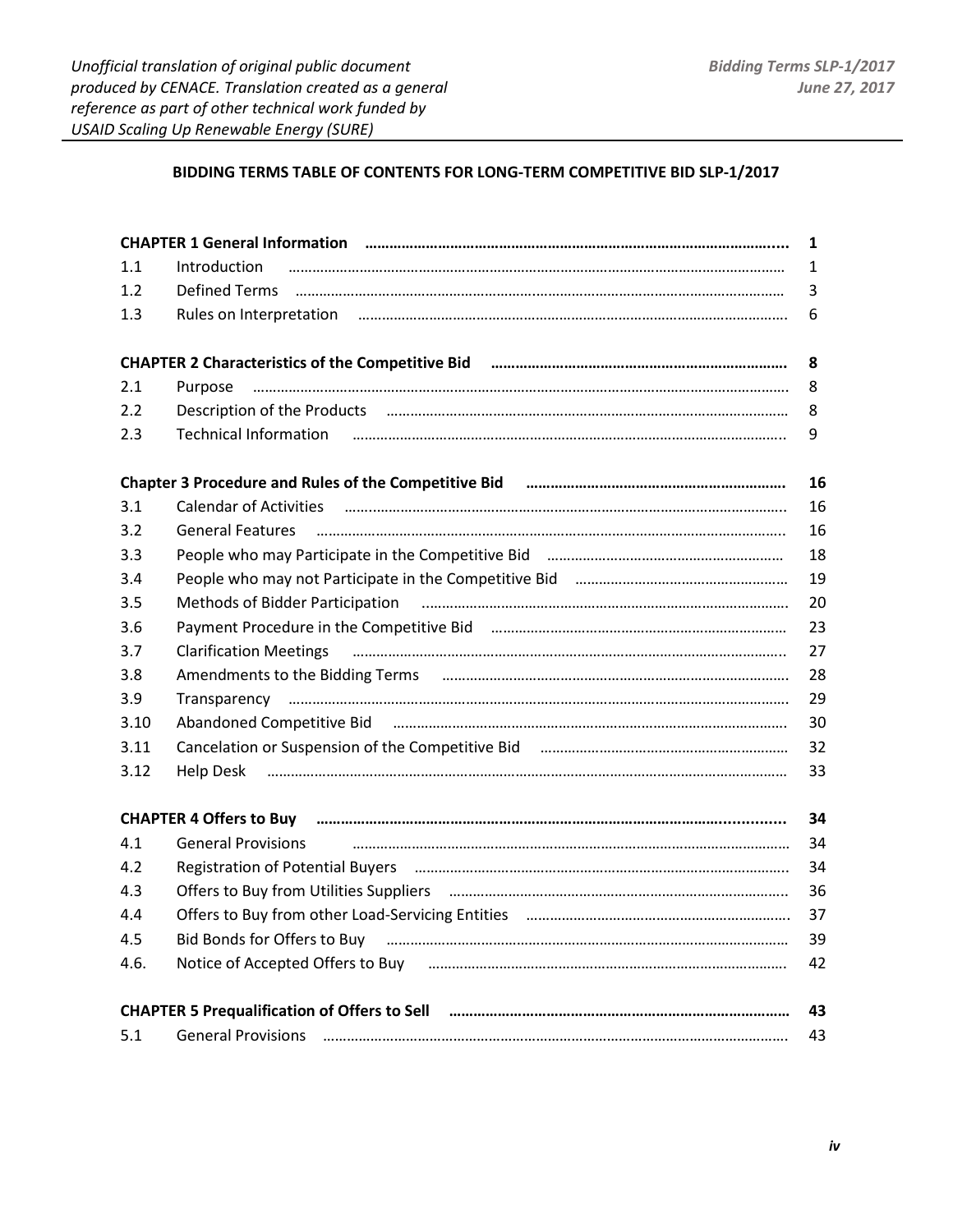*Unofficial translation of original public document produced by CENACE. Translation created as a general reference as part of other technical work funded by USAID Scaling Up Renewable Energy (SURE)*

***Bidding Terms SLP-1/2017***
***June 27, 2017***

## BIDDING TERMS TABLE OF CONTENTS FOR LONG-TERM COMPETITIVE BID SLP-1/2017

| | | |
|---|---|---|
| **CHAPTER 1 General Information** | | **1** |
| 1.1 | Introduction | 1 |
| 1.2 | Defined Terms | 3 |
| 1.3 | Rules on Interpretation | 6 |
| **CHAPTER 2 Characteristics of the Competitive Bid** | | **8** |
| 2.1 | Purpose | 8 |
| 2.2 | Description of the Products | 8 |
| 2.3 | Technical Information | 9 |
| **Chapter 3 Procedure and Rules of the Competitive Bid** | | **16** |
| 3.1 | Calendar of Activities | 16 |
| 3.2 | General Features | 16 |
| 3.3 | People who may Participate in the Competitive Bid | 18 |
| 3.4 | People who may not Participate in the Competitive Bid | 19 |
| 3.5 | Methods of Bidder Participation | 20 |
| 3.6 | Payment Procedure in the Competitive Bid | 23 |
| 3.7 | Clarification Meetings | 27 |
| 3.8 | Amendments to the Bidding Terms | 28 |
| 3.9 | Transparency | 29 |
| 3.10 | Abandoned Competitive Bid | 30 |
| 3.11 | Cancelation or Suspension of the Competitive Bid | 32 |
| 3.12 | Help Desk | 33 |
| **CHAPTER 4 Offers to Buy** | | **34** |
| 4.1 | General Provisions | 34 |
| 4.2 | Registration of Potential Buyers | 34 |
| 4.3 | Offers to Buy from Utilities Suppliers | 36 |
| 4.4 | Offers to Buy from other Load-Servicing Entities | 37 |
| 4.5 | Bid Bonds for Offers to Buy | 39 |
| 4.6. | Notice of Accepted Offers to Buy | 42 |
| **CHAPTER 5 Prequalification of Offers to Sell** | | **43** |
| 5.1 | General Provisions | 43 |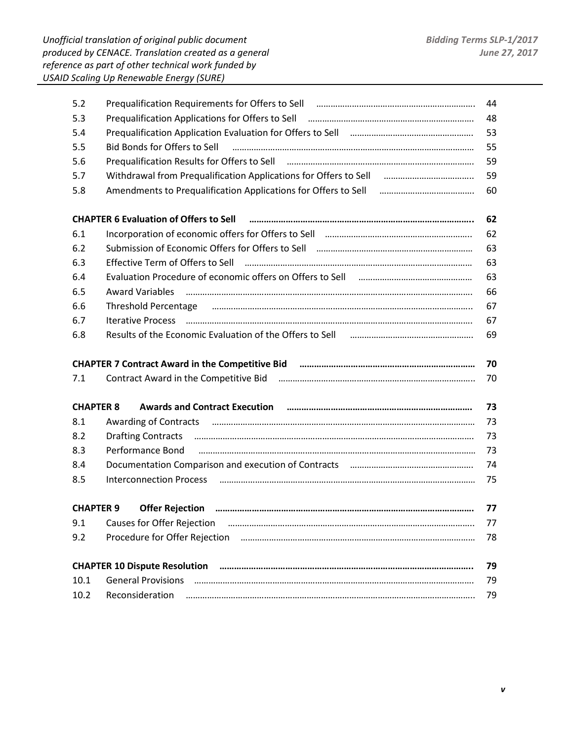| | | |
|---|---|---|
| 5.2 | Prequalification Requirements for Offers to Sell | 44 |
| 5.3 | Prequalification Applications for Offers to Sell | 48 |
| 5.4 | Prequalification Application Evaluation for Offers to Sell | 53 |
| 5.5 | Bid Bonds for Offers to Sell | 55 |
| 5.6 | Prequalification Results for Offers to Sell | 59 |
| 5.7 | Withdrawal from Prequalification Applications for Offers to Sell | 59 |
| 5.8 | Amendments to Prequalification Applications for Offers to Sell | 60 |
| **CHAPTER 6 Evaluation of Offers to Sell** | | **62** |
| 6.1 | Incorporation of economic offers for Offers to Sell | 62 |
| 6.2 | Submission of Economic Offers for Offers to Sell | 63 |
| 6.3 | Effective Term of Offers to Sell | 63 |
| 6.4 | Evaluation Procedure of economic offers on Offers to Sell | 63 |
| 6.5 | Award Variables | 66 |
| 6.6 | Threshold Percentage | 67 |
| 6.7 | Iterative Process | 67 |
| 6.8 | Results of the Economic Evaluation of the Offers to Sell | 69 |
| **CHAPTER 7 Contract Award in the Competitive Bid** | | **70** |
| 7.1 | Contract Award in the Competitive Bid | 70 |
| **CHAPTER 8** | **Awards and Contract Execution** | **73** |
| 8.1 | Awarding of Contracts | 73 |
| 8.2 | Drafting Contracts | 73 |
| 8.3 | Performance Bond | 73 |
| 8.4 | Documentation Comparison and execution of Contracts | 74 |
| 8.5 | Interconnection Process | 75 |
| **CHAPTER 9** | **Offer Rejection** | **77** |
| 9.1 | Causes for Offer Rejection | 77 |
| 9.2 | Procedure for Offer Rejection | 78 |
| **CHAPTER 10 Dispute Resolution** | | **79** |
| 10.1 | General Provisions | 79 |
| 10.2 | Reconsideration | 79 |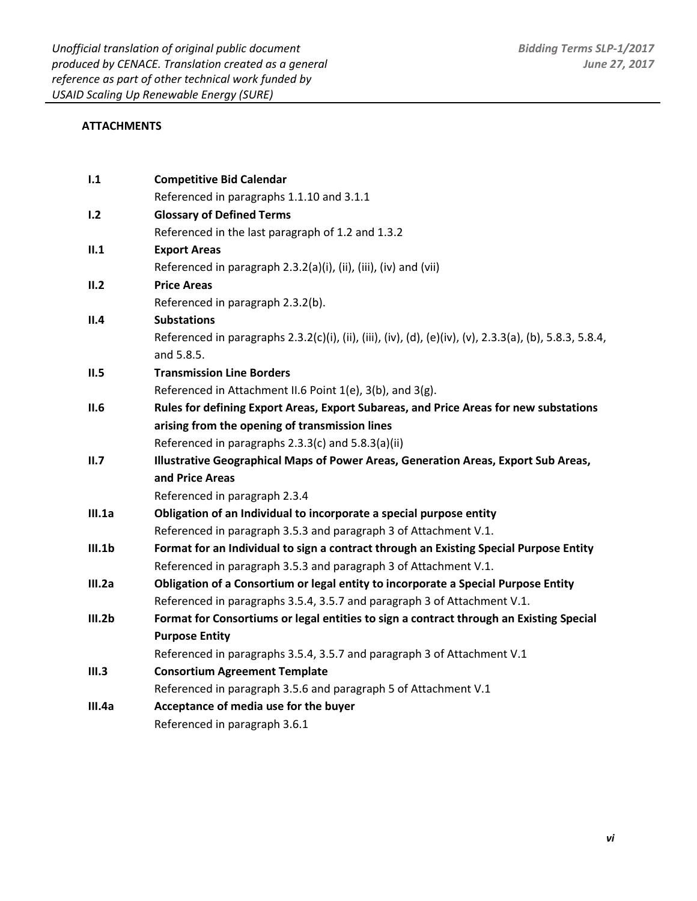**ATTACHMENTS**

| | |
|---|---|
| **I.1** | **Competitive Bid Calendar**<br>Referenced in paragraphs 1.1.10 and 3.1.1 |
| **I.2** | **Glossary of Defined Terms**<br>Referenced in the last paragraph of 1.2 and 1.3.2 |
| **II.1** | **Export Areas**<br>Referenced in paragraph 2.3.2(a)(i), (ii), (iii), (iv) and (vii) |
| **II.2** | **Price Areas**<br>Referenced in paragraph 2.3.2(b). |
| **II.4** | **Substations**<br>Referenced in paragraphs 2.3.2(c)(i), (ii), (iii), (iv), (d), (e)(iv), (v), 2.3.3(a), (b), 5.8.3, 5.8.4, and 5.8.5. |
| **II.5** | **Transmission Line Borders**<br>Referenced in Attachment II.6 Point 1(e), 3(b), and 3(g). |
| **II.6** | **Rules for defining Export Areas, Export Subareas, and Price Areas for new substations arising from the opening of transmission lines**<br>Referenced in paragraphs 2.3.3(c) and 5.8.3(a)(ii) |
| **II.7** | **Illustrative Geographical Maps of Power Areas, Generation Areas, Export Sub Areas, and Price Areas**<br>Referenced in paragraph 2.3.4 |
| **III.1a** | **Obligation of an Individual to incorporate a special purpose entity**<br>Referenced in paragraph 3.5.3 and paragraph 3 of Attachment V.1. |
| **III.1b** | **Format for an Individual to sign a contract through an Existing Special Purpose Entity**<br>Referenced in paragraph 3.5.3 and paragraph 3 of Attachment V.1. |
| **III.2a** | **Obligation of a Consortium or legal entity to incorporate a Special Purpose Entity**<br>Referenced in paragraphs 3.5.4, 3.5.7 and paragraph 3 of Attachment V.1. |
| **III.2b** | **Format for Consortiums or legal entities to sign a contract through an Existing Special Purpose Entity**<br>Referenced in paragraphs 3.5.4, 3.5.7 and paragraph 3 of Attachment V.1 |
| **III.3** | **Consortium Agreement Template**<br>Referenced in paragraph 3.5.6 and paragraph 5 of Attachment V.1 |
| **III.4a** | **Acceptance of media use for the buyer**<br>Referenced in paragraph 3.6.1 |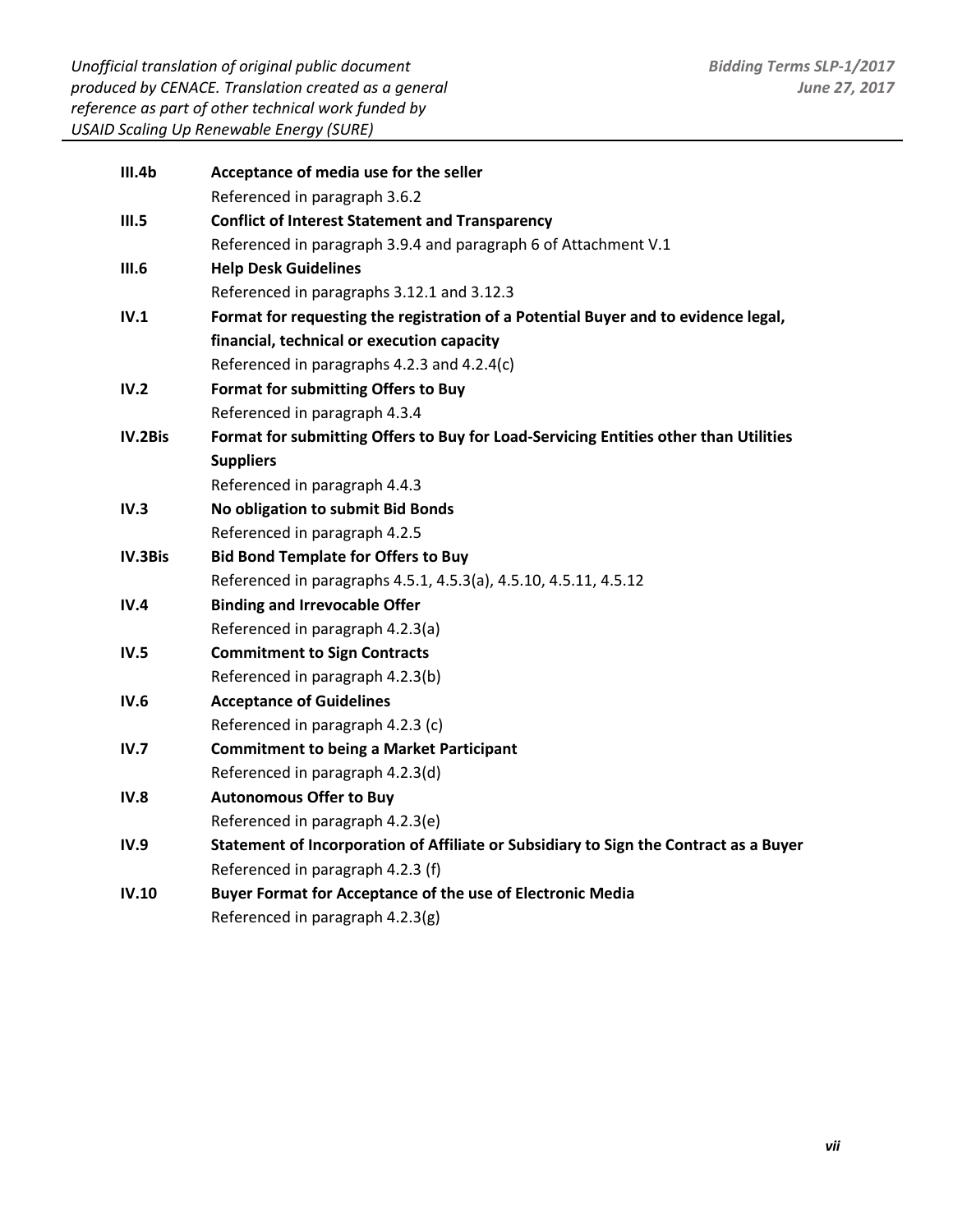| | |
|---|---|
| **III.4b** | **Acceptance of media use for the seller** |
| | Referenced in paragraph 3.6.2 |
| **III.5** | **Conflict of Interest Statement and Transparency** |
| | Referenced in paragraph 3.9.4 and paragraph 6 of Attachment V.1 |
| **III.6** | **Help Desk Guidelines** |
| | Referenced in paragraphs 3.12.1 and 3.12.3 |
| **IV.1** | **Format for requesting the registration of a Potential Buyer and to evidence legal, financial, technical or execution capacity** |
| | Referenced in paragraphs 4.2.3 and 4.2.4(c) |
| **IV.2** | **Format for submitting Offers to Buy** |
| | Referenced in paragraph 4.3.4 |
| **IV.2Bis** | **Format for submitting Offers to Buy for Load-Servicing Entities other than Utilities Suppliers** |
| | Referenced in paragraph 4.4.3 |
| **IV.3** | **No obligation to submit Bid Bonds** |
| | Referenced in paragraph 4.2.5 |
| **IV.3Bis** | **Bid Bond Template for Offers to Buy** |
| | Referenced in paragraphs 4.5.1, 4.5.3(a), 4.5.10, 4.5.11, 4.5.12 |
| **IV.4** | **Binding and Irrevocable Offer** |
| | Referenced in paragraph 4.2.3(a) |
| **IV.5** | **Commitment to Sign Contracts** |
| | Referenced in paragraph 4.2.3(b) |
| **IV.6** | **Acceptance of Guidelines** |
| | Referenced in paragraph 4.2.3 (c) |
| **IV.7** | **Commitment to being a Market Participant** |
| | Referenced in paragraph 4.2.3(d) |
| **IV.8** | **Autonomous Offer to Buy** |
| | Referenced in paragraph 4.2.3(e) |
| **IV.9** | **Statement of Incorporation of Affiliate or Subsidiary to Sign the Contract as a Buyer** |
| | Referenced in paragraph 4.2.3 (f) |
| **IV.10** | **Buyer Format for Acceptance of the use of Electronic Media** |
| | Referenced in paragraph 4.2.3(g) |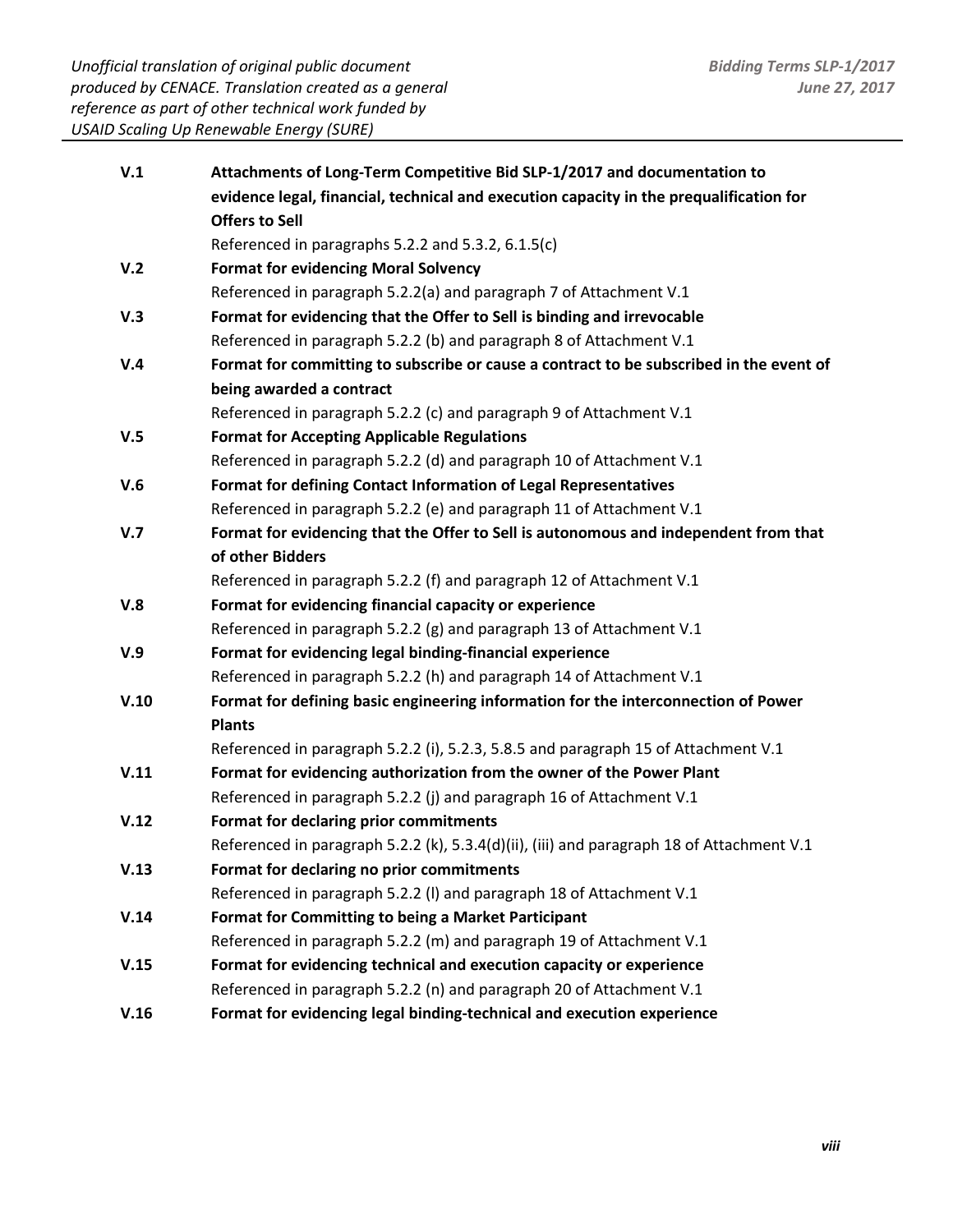**V.1** **Attachments of Long-Term Competitive Bid SLP-1/2017 and documentation to evidence legal, financial, technical and execution capacity in the prequalification for Offers to Sell**

Referenced in paragraphs 5.2.2 and 5.3.2, 6.1.5(c)

**V.2** **Format for evidencing Moral Solvency**

Referenced in paragraph 5.2.2(a) and paragraph 7 of Attachment V.1

**V.3** **Format for evidencing that the Offer to Sell is binding and irrevocable**

Referenced in paragraph 5.2.2 (b) and paragraph 8 of Attachment V.1

**V.4** **Format for committing to subscribe or cause a contract to be subscribed in the event of being awarded a contract**

Referenced in paragraph 5.2.2 (c) and paragraph 9 of Attachment V.1

**V.5** **Format for Accepting Applicable Regulations**

Referenced in paragraph 5.2.2 (d) and paragraph 10 of Attachment V.1

**V.6** **Format for defining Contact Information of Legal Representatives**

Referenced in paragraph 5.2.2 (e) and paragraph 11 of Attachment V.1

**V.7** **Format for evidencing that the Offer to Sell is autonomous and independent from that of other Bidders**

Referenced in paragraph 5.2.2 (f) and paragraph 12 of Attachment V.1

**V.8** **Format for evidencing financial capacity or experience**

Referenced in paragraph 5.2.2 (g) and paragraph 13 of Attachment V.1

**V.9** **Format for evidencing legal binding-financial experience**

Referenced in paragraph 5.2.2 (h) and paragraph 14 of Attachment V.1

**V.10** **Format for defining basic engineering information for the interconnection of Power Plants**

Referenced in paragraph 5.2.2 (i), 5.2.3, 5.8.5 and paragraph 15 of Attachment V.1

**V.11** **Format for evidencing authorization from the owner of the Power Plant**

Referenced in paragraph 5.2.2 (j) and paragraph 16 of Attachment V.1

**V.12** **Format for declaring prior commitments**

Referenced in paragraph 5.2.2 (k), 5.3.4(d)(ii), (iii) and paragraph 18 of Attachment V.1

**V.13** **Format for declaring no prior commitments**

Referenced in paragraph 5.2.2 (l) and paragraph 18 of Attachment V.1

**V.14** **Format for Committing to being a Market Participant**

Referenced in paragraph 5.2.2 (m) and paragraph 19 of Attachment V.1

**V.15** **Format for evidencing technical and execution capacity or experience**

Referenced in paragraph 5.2.2 (n) and paragraph 20 of Attachment V.1

**V.16** **Format for evidencing legal binding-technical and execution experience**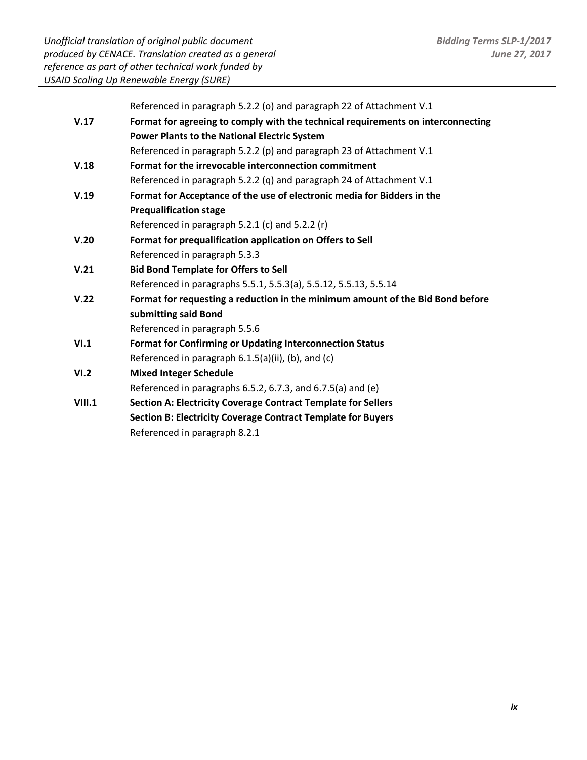Referenced in paragraph 5.2.2 (o) and paragraph 22 of Attachment V.1

**V.17** **Format for agreeing to comply with the technical requirements on interconnecting Power Plants to the National Electric System**
Referenced in paragraph 5.2.2 (p) and paragraph 23 of Attachment V.1

**V.18** **Format for the irrevocable interconnection commitment**
Referenced in paragraph 5.2.2 (q) and paragraph 24 of Attachment V.1

**V.19** **Format for Acceptance of the use of electronic media for Bidders in the Prequalification stage**
Referenced in paragraph 5.2.1 (c) and 5.2.2 (r)

**V.20** **Format for prequalification application on Offers to Sell**
Referenced in paragraph 5.3.3

**V.21** **Bid Bond Template for Offers to Sell**
Referenced in paragraphs 5.5.1, 5.5.3(a), 5.5.12, 5.5.13, 5.5.14

**V.22** **Format for requesting a reduction in the minimum amount of the Bid Bond before submitting said Bond**
Referenced in paragraph 5.5.6

**VI.1** **Format for Confirming or Updating Interconnection Status**
Referenced in paragraph 6.1.5(a)(ii), (b), and (c)

**VI.2** **Mixed Integer Schedule**
Referenced in paragraphs 6.5.2, 6.7.3, and 6.7.5(a) and (e)

**VIII.1** **Section A: Electricity Coverage Contract Template for Sellers**
**Section B: Electricity Coverage Contract Template for Buyers**
Referenced in paragraph 8.2.1